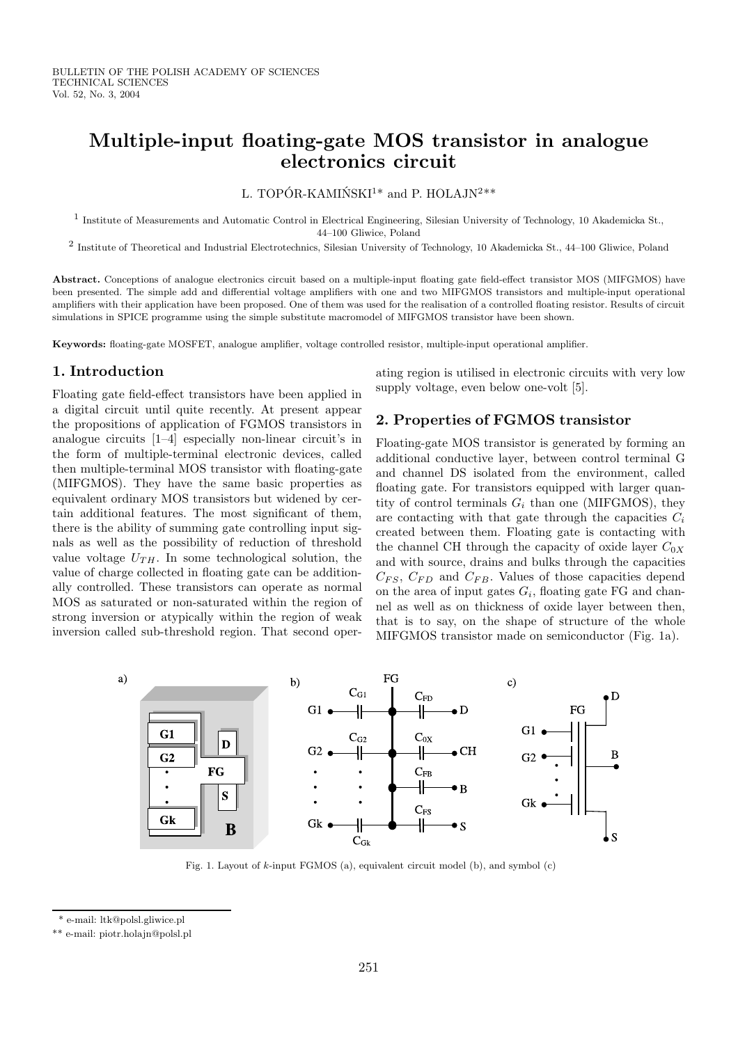# Multiple-input floating-gate MOS transistor in analogue electronics circuit

L. TOPÓR-KAMIŃSKI[1]* and P. HOLAJN[2]**

[1] Institute of Measurements and Automatic Control in Electrical Engineering, Silesian University of Technology, 10 Akademicka St., 44–100 Gliwice, Poland

[2] Institute of Theoretical and Industrial Electrotechnics, Silesian University of Technology, 10 Akademicka St., 44–100 Gliwice, Poland

**Abstract.** Conceptions of analogue electronics circuit based on a multiple-input floating gate field-effect transistor MOS (MIFGMOS) have been presented. The simple add and differential voltage amplifiers with one and two MIFGMOS transistors and multiple-input operational amplifiers with their application have been proposed. One of them was used for the realisation of a controlled floating resistor. Results of circuit simulations in SPICE programme using the simple substitute macromodel of MIFGMOS transistor have been shown.

**Keywords:** floating-gate MOSFET, analogue amplifier, voltage controlled resistor, multiple-input operational amplifier.

## 1. Introduction

Floating gate field-effect transistors have been applied in a digital circuit until quite recently. At present appear the propositions of application of FGMOS transistors in analogue circuits [1–4] especially non-linear circuit's in the form of multiple-terminal electronic devices, called then multiple-terminal MOS transistor with floating-gate (MIFGMOS). They have the same basic properties as equivalent ordinary MOS transistors but widened by certain additional features. The most significant of them, there is the ability of summing gate controlling input signals as well as the possibility of reduction of threshold value voltage $U_{TH}$. In some technological solution, the value of charge collected in floating gate can be additionally controlled. These transistors can operate as normal MOS as saturated or non-saturated within the region of strong inversion or atypically within the region of weak inversion called sub-threshold region. That second operating region is utilised in electronic circuits with very low supply voltage, even below one-volt [5].

## 2. Properties of FGMOS transistor

Floating-gate MOS transistor is generated by forming an additional conductive layer, between control terminal G and channel DS isolated from the environment, called floating gate. For transistors equipped with larger quantity of control terminals $G_i$ than one (MIFGMOS), they are contacting with that gate through the capacities $C_i$ created between them. Floating gate is contacting with the channel CH through the capacity of oxide layer $C_{0X}$ and with source, drains and bulks through the capacities $C_{FS}$, $C_{FD}$ and $C_{FB}$. Values of those capacities depend on the area of input gates $G_i$, floating gate FG and channel as well as on thickness of oxide layer between then, that is to say, on the shape of structure of the whole MIFGMOS transistor made on semiconductor (Fig. 1a).

Fig. 1. Layout of $k$-input FGMOS (a), equivalent circuit model (b), and symbol (c)

\* e-mail: ltk@polsl.gliwice.pl

\*\* e-mail: piotr.holajn@polsl.pl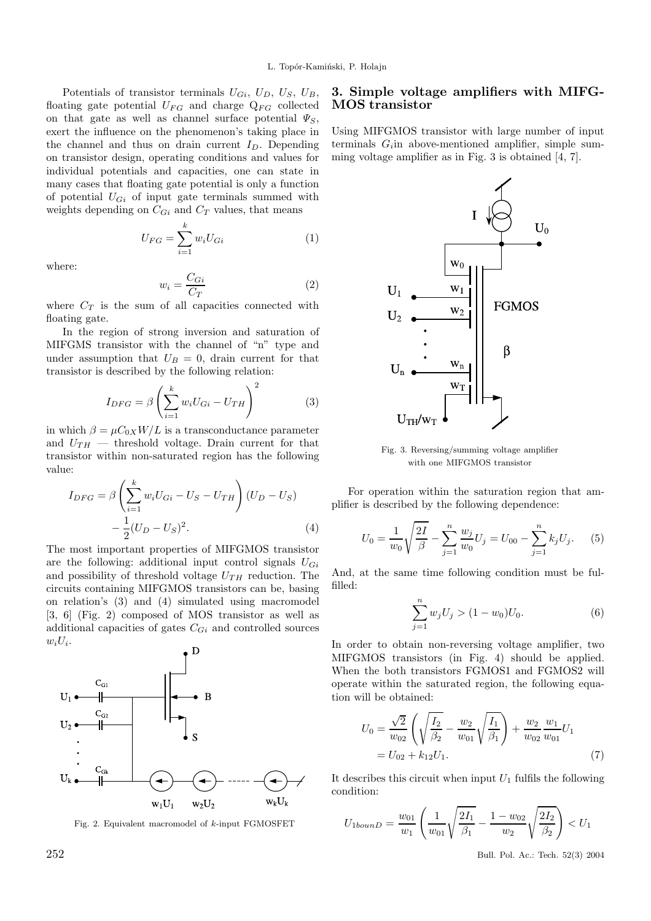Potentials of transistor terminals $U_{Gi}$, $U_D$, $U_S$, $U_B$, floating gate potential $U_{FG}$ and charge $Q_{FG}$ collected on that gate as well as channel surface potential $\Psi_S$, exert the influence on the phenomenon's taking place in the channel and thus on drain current $I_D$. Depending on transistor design, operating conditions and values for individual potentials and capacities, one can state in many cases that floating gate potential is only a function of potential $U_{Gi}$ of input gate terminals summed with weights depending on $C_{Gi}$ and $C_T$ values, that means

$$U_{FG} = \sum_{i=1}^{k} w_i U_{Gi} \tag{1}$$

where:

$$w_i = \frac{C_{Gi}}{C_T} \tag{2}$$

where $C_T$ is the sum of all capacities connected with floating gate.

In the region of strong inversion and saturation of MIFGMS transistor with the channel of "n" type and under assumption that $U_B = 0$, drain current for that transistor is described by the following relation:

$$I_{DFG} = \beta \left( \sum_{i=1}^{k} w_i U_{Gi} - U_{TH} \right)^2 \tag{3}$$

in which $\beta = \mu C_{0X} W/L$ is a transconductance parameter and $U_{TH}$ — threshold voltage. Drain current for that transistor within non-saturated region has the following value:

$$I_{DFG} = \beta \left( \sum_{i=1}^{k} w_i U_{Gi} - U_S - U_{TH} \right) (U_D - U_S) - \frac{1}{2}(U_D - U_S)^2. \tag{4}$$

The most important properties of MIFGMOS transistor are the following: additional input control signals $U_{Gi}$ and possibility of threshold voltage $U_{TH}$ reduction. The circuits containing MIFGMOS transistors can be, basing on relation's (3) and (4) simulated using macromodel [3, 6] (Fig. 2) composed of MOS transistor as well as additional capacities of gates $C_{Gi}$ and controlled sources $w_i U_i$.

Fig. 2. Equivalent macromodel of $k$-input FGMOSFET

## 3. Simple voltage amplifiers with MIFG-MOS transistor

Using MIFGMOS transistor with large number of input terminals $G_i$in above-mentioned amplifier, simple summing voltage amplifier as in Fig. 3 is obtained [4, 7].

Fig. 3. Reversing/summing voltage amplifier with one MIFGMOS transistor

For operation within the saturation region that amplifier is described by the following dependence:

$$U_0 = \frac{1}{w_0} \sqrt{\frac{2I}{\beta}} - \sum_{j=1}^{n} \frac{w_j}{w_0} U_j = U_{00} - \sum_{j=1}^{n} k_j U_j. \tag{5}$$

And, at the same time following condition must be fulfilled:

$$\sum_{j=1}^{n} w_j U_j > (1 - w_0) U_0. \tag{6}$$

In order to obtain non-reversing voltage amplifier, two MIFGMOS transistors (in Fig. 4) should be applied. When the both transistors FGMOS1 and FGMOS2 will operate within the saturated region, the following equation will be obtained:

$$U_0 = \frac{\sqrt{2}}{w_{02}} \left( \sqrt{\frac{I_2}{\beta_2}} - \frac{w_2}{w_{01}} \sqrt{\frac{I_1}{\beta_1}} \right) + \frac{w_2}{w_{02}} \frac{w_1}{w_{01}} U_1 = U_{02} + k_{12} U_1. \tag{7}$$

It describes this circuit when input $U_1$ fulfils the following condition:

$$U_{1bounD} = \frac{w_{01}}{w_1} \left( \frac{1}{w_{01}} \sqrt{\frac{2I_1}{\beta_1}} - \frac{1 - w_{02}}{w_2} \sqrt{\frac{2I_2}{\beta_2}} \right) < U_1$$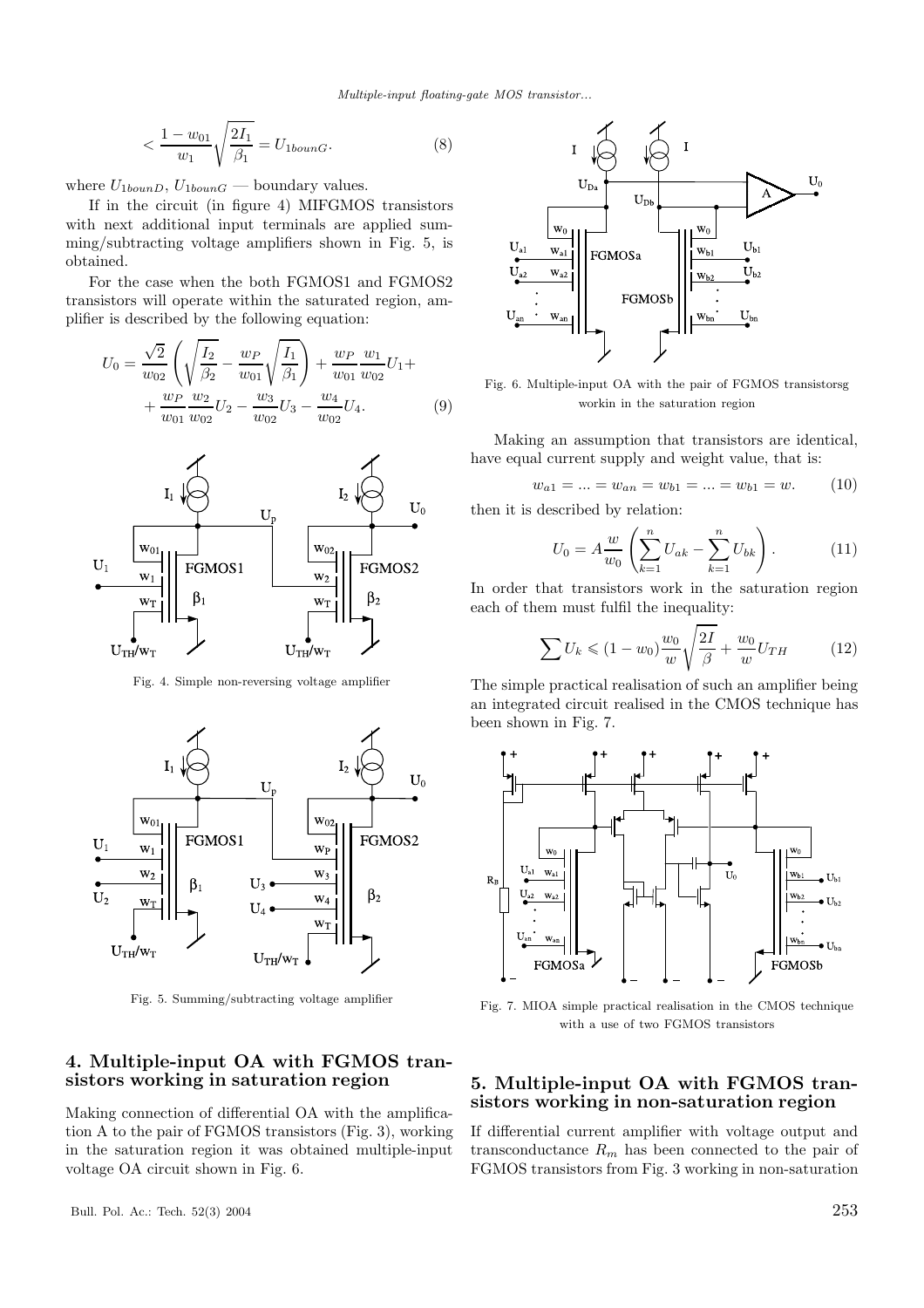$$< \frac{1-w_{01}}{w_1}\sqrt{\frac{2I_1}{\beta_1}} = U_{1bounG}. \qquad (8)$$

where $U_{1bounD}$, $U_{1bounG}$ — boundary values.

If in the circuit (in figure 4) MIFGMOS transistors with next additional input terminals are applied summing/subtracting voltage amplifiers shown in Fig. 5, is obtained.

For the case when the both FGMOS1 and FGMOS2 transistors will operate within the saturated region, amplifier is described by the following equation:

$$U_0 = \frac{\sqrt{2}}{w_{02}}\left(\sqrt{\frac{I_2}{\beta_2}} - \frac{w_P}{w_{01}}\sqrt{\frac{I_1}{\beta_1}}\right) + \frac{w_P}{w_{01}}\frac{w_1}{w_{02}}U_1 + \\ + \frac{w_P}{w_{01}}\frac{w_2}{w_{02}}U_2 - \frac{w_3}{w_{02}}U_3 - \frac{w_4}{w_{02}}U_4. \qquad (9)$$

Fig. 4. Simple non-reversing voltage amplifier

Fig. 5. Summing/subtracting voltage amplifier

## 4. Multiple-input OA with FGMOS transistors working in saturation region

Making connection of differential OA with the amplification A to the pair of FGMOS transistors (Fig. 3), working in the saturation region it was obtained multiple-input voltage OA circuit shown in Fig. 6.

Fig. 6. Multiple-input OA with the pair of FGMOS transistorsg workin in the saturation region

Making an assumption that transistors are identical, have equal current supply and weight value, that is:

$$w_{a1} = ... = w_{an} = w_{b1} = ... = w_{b1} = w. \qquad (10)$$

then it is described by relation:

$$U_0 = A\frac{w}{w_0}\left(\sum_{k=1}^{n} U_{ak} - \sum_{k=1}^{n} U_{bk}\right). \qquad (11)$$

In order that transistors work in the saturation region each of them must fulfil the inequality:

$$\sum U_k \leqslant (1-w_0)\frac{w_0}{w}\sqrt{\frac{2I}{\beta}} + \frac{w_0}{w}U_{TH} \qquad (12)$$

The simple practical realisation of such an amplifier being an integrated circuit realised in the CMOS technique has been shown in Fig. 7.

Fig. 7. MIOA simple practical realisation in the CMOS technique with a use of two FGMOS transistors

## 5. Multiple-input OA with FGMOS transistors working in non-saturation region

If differential current amplifier with voltage output and transconductance $R_m$ has been connected to the pair of FGMOS transistors from Fig. 3 working in non-saturation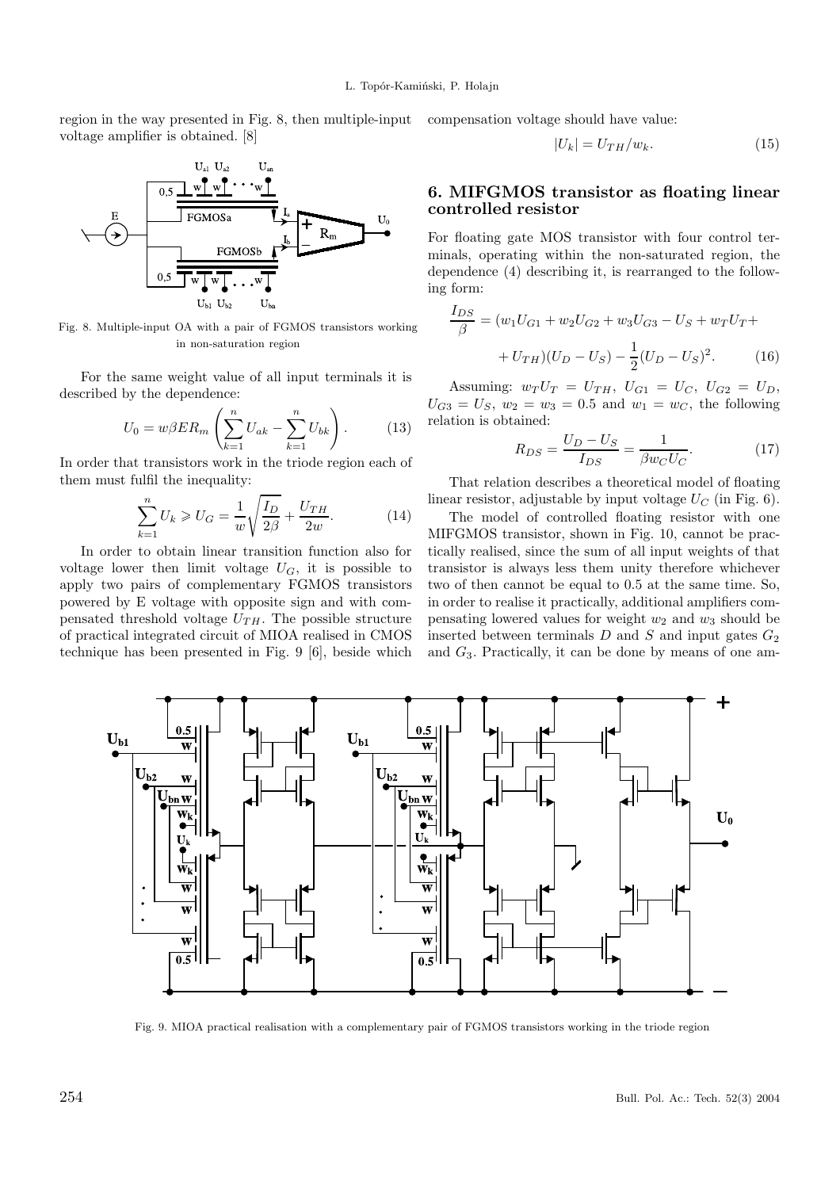region in the way presented in Fig. 8, then multiple-input voltage amplifier is obtained. [8]

Fig. 8. Multiple-input OA with a pair of FGMOS transistors working in non-saturation region

For the same weight value of all input terminals it is described by the dependence:

$$U_0 = w\beta E R_m \left( \sum_{k=1}^{n} U_{ak} - \sum_{k=1}^{n} U_{bk} \right). \tag{13}$$

In order that transistors work in the triode region each of them must fulfil the inequality:

$$\sum_{k=1}^{n} U_k \geqslant U_G = \frac{1}{w}\sqrt{\frac{I_D}{2\beta}} + \frac{U_{TH}}{2w}. \tag{14}$$

In order to obtain linear transition function also for voltage lower then limit voltage $U_G$, it is possible to apply two pairs of complementary FGMOS transistors powered by E voltage with opposite sign and with compensated threshold voltage $U_{TH}$. The possible structure of practical integrated circuit of MIOA realised in CMOS technique has been presented in Fig. 9 [6], beside which compensation voltage should have value:

$$|U_k| = U_{TH}/w_k. \tag{15}$$

## 6. MIFGMOS transistor as floating linear controlled resistor

For floating gate MOS transistor with four control terminals, operating within the non-saturated region, the dependence (4) describing it, is rearranged to the following form:

$$\frac{I_{DS}}{\beta} = (w_1 U_{G1} + w_2 U_{G2} + w_3 U_{G3} - U_S + w_T U_T + \\ + U_{TH})(U_D - U_S) - \frac{1}{2}(U_D - U_S)^2. \tag{16}$$

Assuming: $w_T U_T = U_{TH}$, $U_{G1} = U_C$, $U_{G2} = U_D$, $U_{G3} = U_S$, $w_2 = w_3 = 0.5$ and $w_1 = w_C$, the following relation is obtained:

$$R_{DS} = \frac{U_D - U_S}{I_{DS}} = \frac{1}{\beta w_C U_C}. \tag{17}$$

That relation describes a theoretical model of floating linear resistor, adjustable by input voltage $U_C$ (in Fig. 6).

The model of controlled floating resistor with one MIFGMOS transistor, shown in Fig. 10, cannot be practically realised, since the sum of all input weights of that transistor is always less them unity therefore whichever two of then cannot be equal to 0.5 at the same time. So, in order to realise it practically, additional amplifiers compensating lowered values for weight $w_2$ and $w_3$ should be inserted between terminals $D$ and $S$ and input gates $G_2$ and $G_3$. Practically, it can be done by means of one am-

Fig. 9. MIOA practical realisation with a complementary pair of FGMOS transistors working in the triode region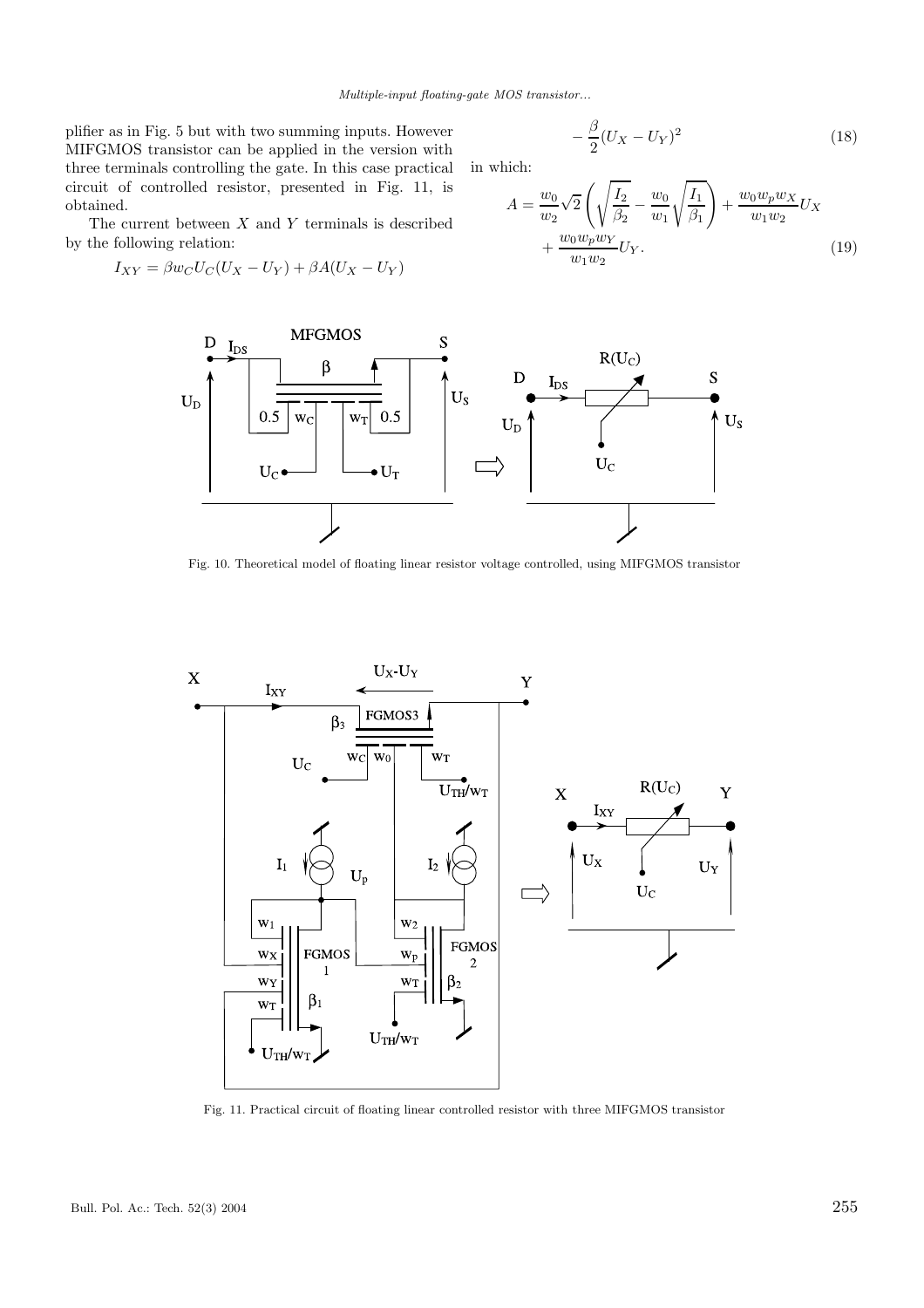plifier as in Fig. 5 but with two summing inputs. However MIFGMOS transistor can be applied in the version with three terminals controlling the gate. In this case practical circuit of controlled resistor, presented in Fig. 11, is obtained.

The current between $X$ and $Y$ terminals is described by the following relation:

$$I_{XY} = \beta w_C U_C (U_X - U_Y) + \beta A (U_X - U_Y)$$

$$- \frac{\beta}{2}(U_X - U_Y)^2 \tag{18}$$

in which:

$$A = \frac{w_0}{w_2}\sqrt{2}\left(\sqrt{\frac{I_2}{\beta_2}} - \frac{w_0}{w_1}\sqrt{\frac{I_1}{\beta_1}}\right) + \frac{w_0 w_p w_X}{w_1 w_2}U_X + \frac{w_0 w_p w_Y}{w_1 w_2}U_Y. \tag{19}$$

Fig. 10. Theoretical model of floating linear resistor voltage controlled, using MIFGMOS transistor

Fig. 11. Practical circuit of floating linear controlled resistor with three MIFGMOS transistor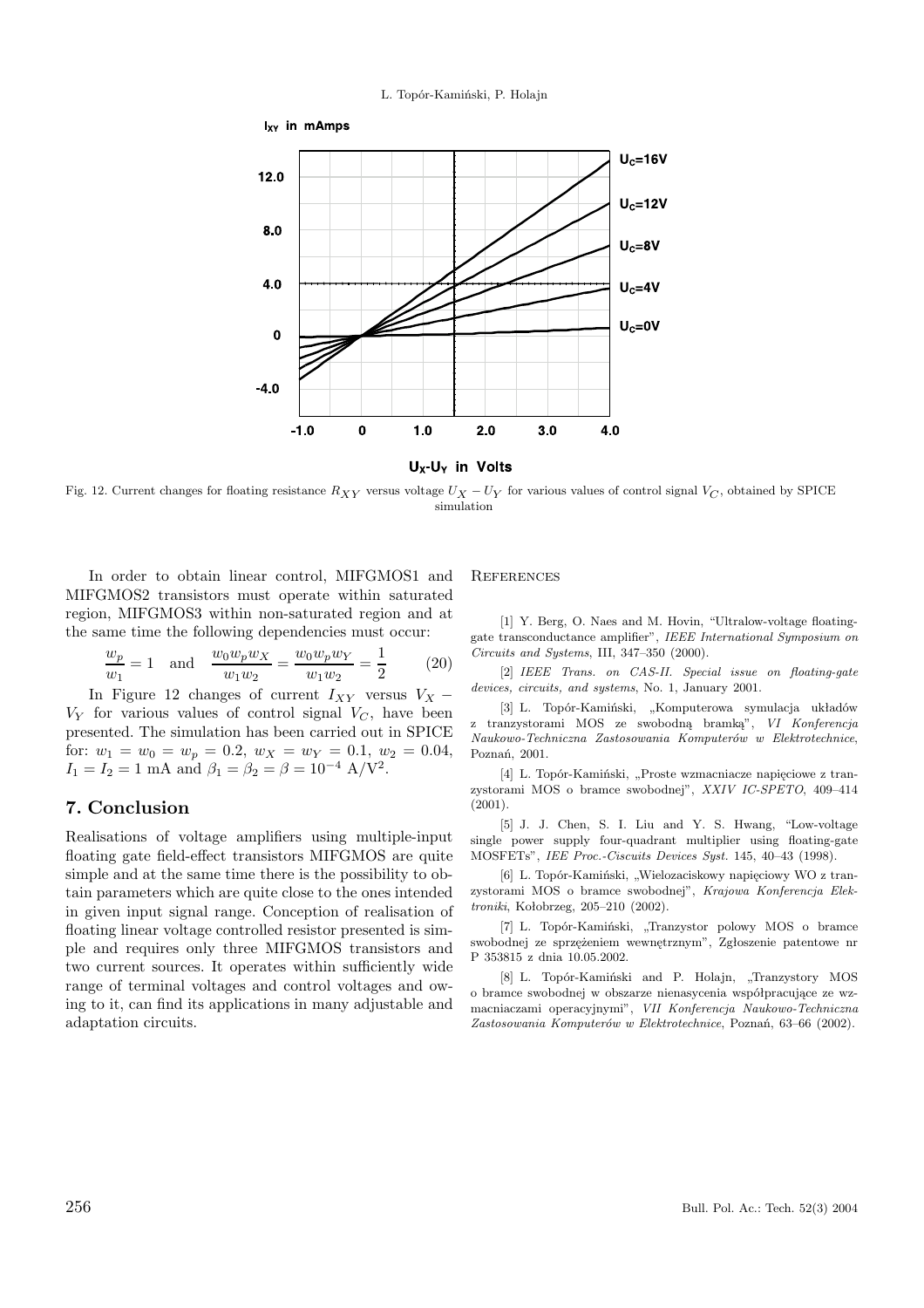$I_{XY}$ in mAmps

12.0

8.0

4.0

0

-4.0

-1.0 0 1.0 2.0 3.0 4.0

$U_C$=16V

$U_C$=12V

$U_C$=8V

$U_C$=4V

$U_C$=0V

$U_X$-$U_Y$ in Volts

Fig. 12. Current changes for floating resistance $R_{XY}$ versus voltage $U_X - U_Y$ for various values of control signal $V_C$, obtained by SPICE simulation

In order to obtain linear control, MIFGMOS1 and MIFGMOS2 transistors must operate within saturated region, MIFGMOS3 within non-saturated region and at the same time the following dependencies must occur:

$$\frac{w_p}{w_1} = 1 \quad \text{and} \quad \frac{w_0 w_p w_X}{w_1 w_2} = \frac{w_0 w_p w_Y}{w_1 w_2} = \frac{1}{2} \qquad (20)$$

In Figure 12 changes of current $I_{XY}$ versus $V_X - V_Y$ for various values of control signal $V_C$, have been presented. The simulation has been carried out in SPICE for: $w_1 = w_0 = w_p = 0.2$, $w_X = w_Y = 0.1$, $w_2 = 0.04$, $I_1 = I_2 = 1$ mA and $\beta_1 = \beta_2 = \beta = 10^{-4}$ A/V$^2$.

## 7. Conclusion

Realisations of voltage amplifiers using multiple-input floating gate field-effect transistors MIFGMOS are quite simple and at the same time there is the possibility to obtain parameters which are quite close to the ones intended in given input signal range. Conception of realisation of floating linear voltage controlled resistor presented is simple and requires only three MIFGMOS transistors and two current sources. It operates within sufficiently wide range of terminal voltages and control voltages and owing to it, can find its applications in many adjustable and adaptation circuits.

## References

[1] Y. Berg, O. Naes and M. Hovin, "Ultralow-voltage floating-gate transconductance amplifier", *IEEE International Symposium on Circuits and Systems*, III, 347–350 (2000).

[2] *IEEE Trans. on CAS-II. Special issue on floating-gate devices, circuits, and systems*, No. 1, January 2001.

[3] L. Topór-Kamiński, „Komputerowa symulacja układów z tranzystorami MOS ze swobodną bramką", *VI Konferencja Naukowo-Techniczna Zastosowania Komputerów w Elektrotechnice*, Poznań, 2001.

[4] L. Topór-Kamiński, „Proste wzmacniacze napięciowe z tranzystorami MOS o bramce swobodnej", *XXIV IC-SPETO*, 409–414 (2001).

[5] J. J. Chen, S. I. Liu and Y. S. Hwang, "Low-voltage single power supply four-quadrant multiplier using floating-gate MOSFETs", *IEE Proc.-Ciscuits Devices Syst.* 145, 40–43 (1998).

[6] L. Topór-Kamiński, „Wielozaciskowy napięciowy WO z tranzystorami MOS o bramce swobodnej", *Krajowa Konferencja Elektroniki*, Kołobrzeg, 205–210 (2002).

[7] L. Topór-Kamiński, „Tranzystor polowy MOS o bramce swobodnej ze sprzężeniem wewnętrznym", Zgłoszenie patentowe nr P 353815 z dnia 10.05.2002.

[8] L. Topór-Kamiński and P. Holajn, „Tranzystory MOS o bramce swobodnej w obszarze nienasycenia współpracujące ze wzmacniaczami operacyjnymi", *VII Konferencja Naukowo-Techniczna Zastosowania Komputerów w Elektrotechnice*, Poznań, 63–66 (2002).